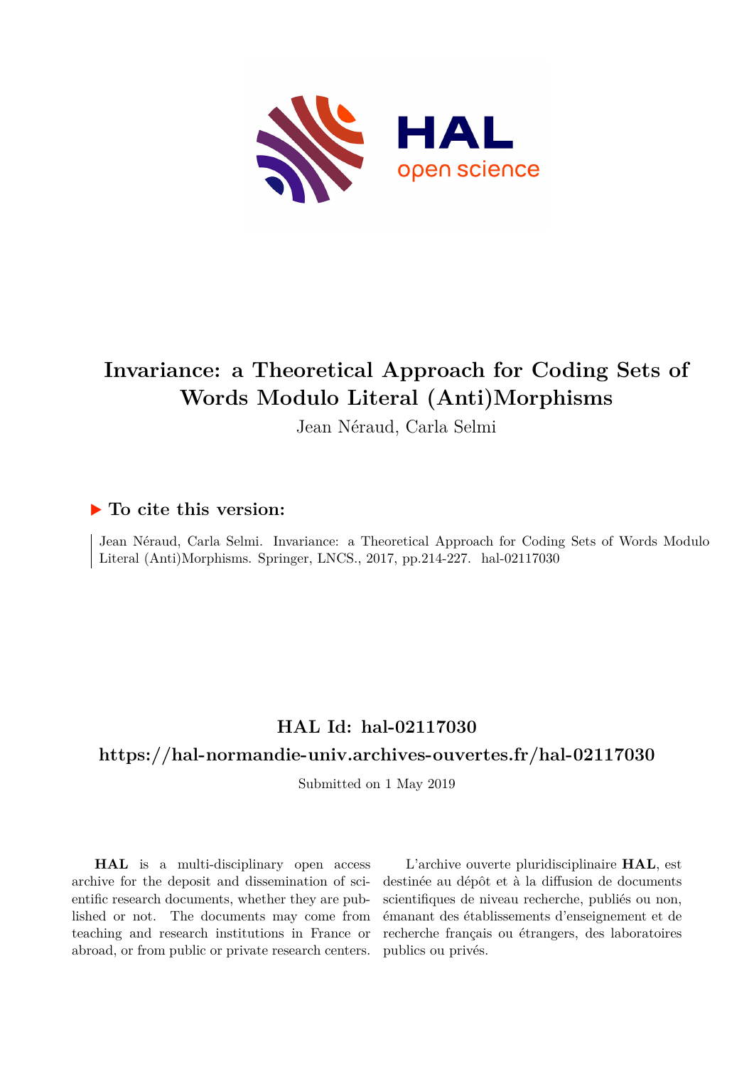# Invariance: a Theoretical Approach for Coding Sets of Words Modulo Literal (Anti)Morphisms

Jean Néraud, Carla Selmi

## ▶ To cite this version:

Jean Néraud, Carla Selmi. Invariance: a Theoretical Approach for Coding Sets of Words Modulo Literal (Anti)Morphisms. Springer, LNCS., 2017, pp.214-227. hal-02117030

## HAL Id: hal-02117030

## https://hal-normandie-univ.archives-ouvertes.fr/hal-02117030

Submitted on 1 May 2019

**HAL** is a multi-disciplinary open access archive for the deposit and dissemination of scientific research documents, whether they are published or not. The documents may come from teaching and research institutions in France or abroad, or from public or private research centers.

L'archive ouverte pluridisciplinaire **HAL**, est destinée au dépôt et à la diffusion de documents scientifiques de niveau recherche, publiés ou non, émanant des établissements d'enseignement et de recherche français ou étrangers, des laboratoires publics ou privés.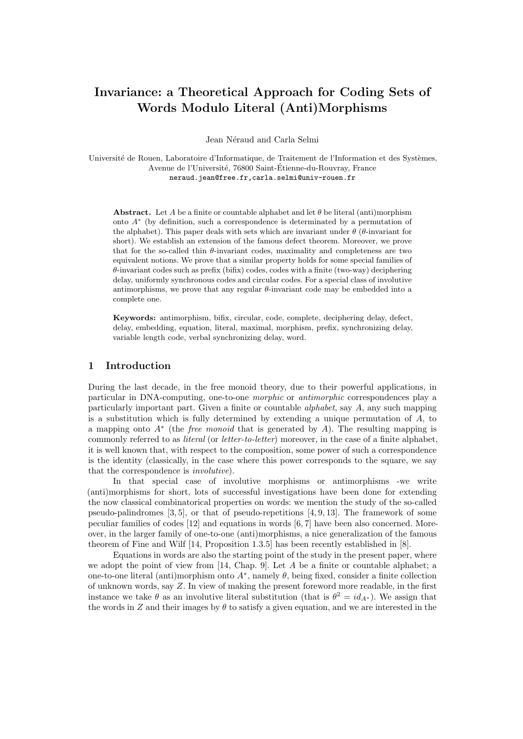# Invariance: a Theoretical Approach for Coding Sets of Words Modulo Literal (Anti)Morphisms

Jean Néraud and Carla Selmi

Université de Rouen, Laboratoire d'Informatique, de Traitement de l'Information et des Systèmes, Avenue de l'Université, 76800 Saint-Étienne-du-Rouvray, France
neraud.jean@free.fr,carla.selmi@univ-rouen.fr

**Abstract.** Let $A$ be a finite or countable alphabet and let $\theta$ be literal (anti)morphism onto $A^*$ (by definition, such a correspondence is determinated by a permutation of the alphabet). This paper deals with sets which are invariant under $\theta$ ($\theta$-invariant for short). We establish an extension of the famous defect theorem. Moreover, we prove that for the so-called thin $\theta$-invariant codes, maximality and completeness are two equivalent notions. We prove that a similar property holds for some special families of $\theta$-invariant codes such as prefix (bifix) codes, codes with a finite (two-way) deciphering delay, uniformly synchronous codes and circular codes. For a special class of involutive antimorphisms, we prove that any regular $\theta$-invariant code may be embedded into a complete one.

**Keywords:** antimorphism, bifix, circular, code, complete, deciphering delay, defect, delay, embedding, equation, literal, maximal, morphism, prefix, synchronizing delay, variable length code, verbal synchronizing delay, word.

## 1 Introduction

During the last decade, in the free monoid theory, due to their powerful applications, in particular in DNA-computing, one-to-one *morphic* or *antimorphic* correspondences play a particularly important part. Given a finite or countable *alphabet*, say $A$, any such mapping is a substitution which is fully determined by extending a unique permutation of $A$, to a mapping onto $A^*$ (the *free monoid* that is generated by $A$). The resulting mapping is commonly referred to as *literal* (or *letter-to-letter*) moreover, in the case of a finite alphabet, it is well known that, with respect to the composition, some power of such a correspondence is the identity (classically, in the case where this power corresponds to the square, we say that the correspondence is *involutive*).

In that special case of involutive morphisms or antimorphisms -we write (anti)morphisms for short, lots of successful investigations have been done for extending the now classical combinatorical properties on words: we mention the study of the so-called pseudo-palindromes [3, 5], or that of pseudo-repetitions [4, 9, 13]. The framework of some peculiar families of codes [12] and equations in words [6, 7] have been also concerned. Moreover, in the larger family of one-to-one (anti)morphisms, a nice generalization of the famous theorem of Fine and Wilf [14, Proposition 1.3.5] has been recently established in [8].

Equations in words are also the starting point of the study in the present paper, where we adopt the point of view from [14, Chap. 9]. Let $A$ be a finite or countable alphabet; a one-to-one literal (anti)morphism onto $A^*$, namely $\theta$, being fixed, consider a finite collection of unknown words, say $Z$. In view of making the present foreword more readable, in the first instance we take $\theta$ as an involutive literal substitution (that is $\theta^2 = id_{A^*}$). We assign that the words in $Z$ and their images by $\theta$ to satisfy a given equation, and we are interested in the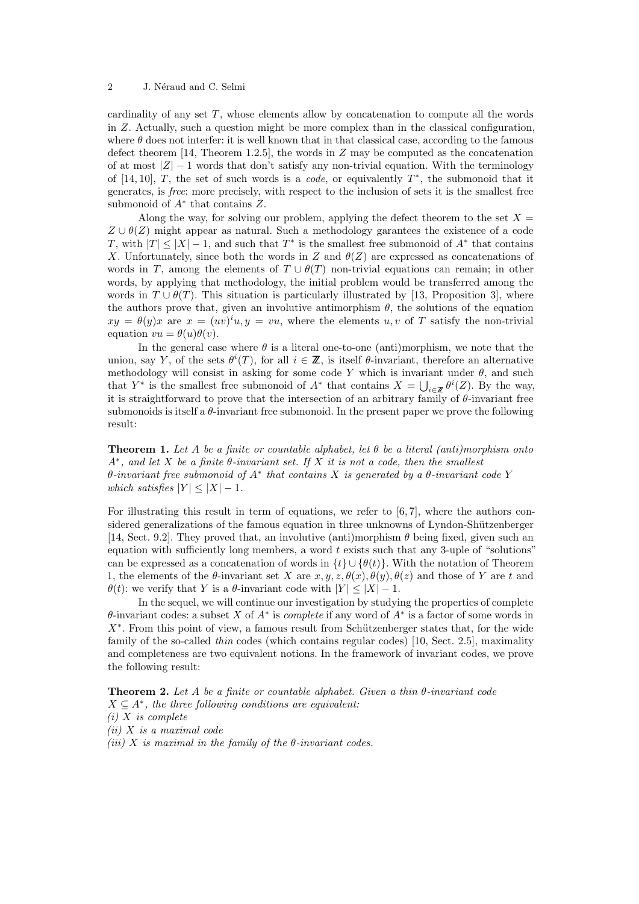cardinality of any set $T$, whose elements allow by concatenation to compute all the words in $Z$. Actually, such a question might be more complex than in the classical configuration, where $\theta$ does not interfer: it is well known that in that classical case, according to the famous defect theorem [14, Theorem 1.2.5], the words in $Z$ may be computed as the concatenation of at most $|Z| - 1$ words that don't satisfy any non-trivial equation. With the terminology of [14, 10], $T$, the set of such words is a *code*, or equivalently $T^*$, the submonoid that it generates, is *free*: more precisely, with respect to the inclusion of sets it is the smallest free submonoid of $A^*$ that contains $Z$.

Along the way, for solving our problem, applying the defect theorem to the set $X = Z \cup \theta(Z)$ might appear as natural. Such a methodology garantees the existence of a code $T$, with $|T| \leq |X| - 1$, and such that $T^*$ is the smallest free submonoid of $A^*$ that contains $X$. Unfortunately, since both the words in $Z$ and $\theta(Z)$ are expressed as concatenations of words in $T$, among the elements of $T \cup \theta(T)$ non-trivial equations can remain; in other words, by applying that methodology, the initial problem would be transferred among the words in $T \cup \theta(T)$. This situation is particularly illustrated by [13, Proposition 3], where the authors prove that, given an involutive antimorphism $\theta$, the solutions of the equation $xy = \theta(y)x$ are $x = (uv)^i u, y = vu$, where the elements $u, v$ of $T$ satisfy the non-trivial equation $vu = \theta(u)\theta(v)$.

In the general case where $\theta$ is a literal one-to-one (anti)morphism, we note that the union, say $Y$, of the sets $\theta^i(T)$, for all $i \in \mathbb{Z}$, is itself $\theta$-invariant, therefore an alternative methodology will consist in asking for some code $Y$ which is invariant under $\theta$, and such that $Y^*$ is the smallest free submonoid of $A^*$ that contains $X = \bigcup_{i \in \mathbb{Z}} \theta^i(Z)$. By the way, it is straightforward to prove that the intersection of an arbitrary family of $\theta$-invariant free submonoids is itself a $\theta$-invariant free submonoid. In the present paper we prove the following result:

**Theorem 1.** *Let $A$ be a finite or countable alphabet, let $\theta$ be a literal (anti)morphism onto $A^*$, and let $X$ be a finite $\theta$-invariant set. If $X$ it is not a code, then the smallest $\theta$-invariant free submonoid of $A^*$ that contains $X$ is generated by a $\theta$-invariant code $Y$ which satisfies $|Y| \leq |X| - 1$.*

For illustrating this result in term of equations, we refer to [6, 7], where the authors considered generalizations of the famous equation in three unknowns of Lyndon-Shützenberger [14, Sect. 9.2]. They proved that, an involutive (anti)morphism $\theta$ being fixed, given such an equation with sufficiently long members, a word $t$ exists such that any 3-uple of "solutions" can be expressed as a concatenation of words in $\{t\} \cup \{\theta(t)\}$. With the notation of Theorem 1, the elements of the $\theta$-invariant set $X$ are $x, y, z, \theta(x), \theta(y), \theta(z)$ and those of $Y$ are $t$ and $\theta(t)$: we verify that $Y$ is a $\theta$-invariant code with $|Y| \leq |X| - 1$.

In the sequel, we will continue our investigation by studying the properties of complete $\theta$-invariant codes: a subset $X$ of $A^*$ is *complete* if any word of $A^*$ is a factor of some words in $X^*$. From this point of view, a famous result from Schützenberger states that, for the wide family of the so-called *thin* codes (which contains regular codes) [10, Sect. 2.5], maximality and completeness are two equivalent notions. In the framework of invariant codes, we prove the following result:

**Theorem 2.** *Let $A$ be a finite or countable alphabet. Given a thin $\theta$-invariant code $X \subseteq A^*$, the three following conditions are equivalent:*
*(i) $X$ is complete*
*(ii) $X$ is a maximal code*
*(iii) $X$ is maximal in the family of the $\theta$-invariant codes.*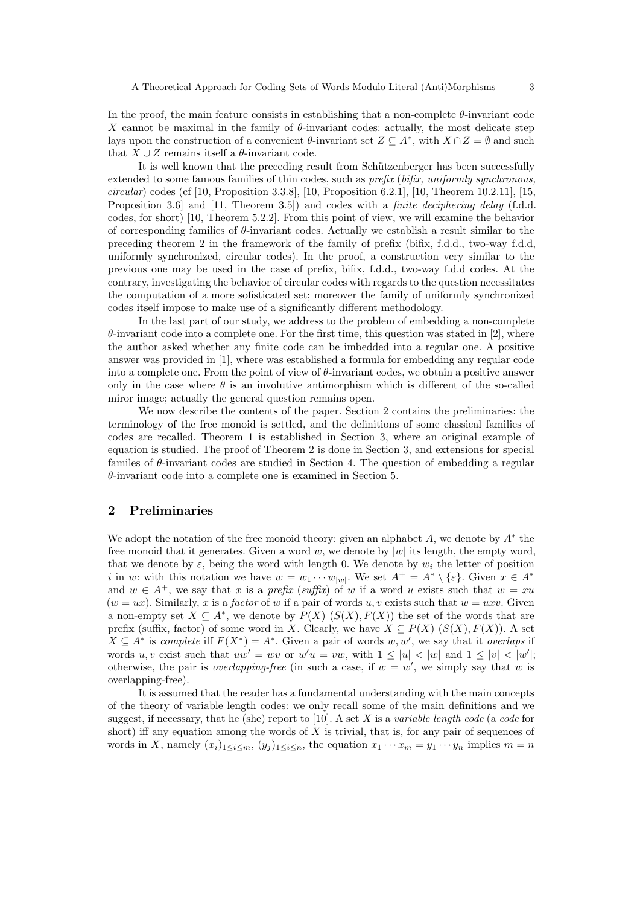In the proof, the main feature consists in establishing that a non-complete $\theta$-invariant code $X$ cannot be maximal in the family of $\theta$-invariant codes: actually, the most delicate step lays upon the construction of a convenient $\theta$-invariant set $Z \subseteq A^*$, with $X \cap Z = \emptyset$ and such that $X \cup Z$ remains itself a $\theta$-invariant code.

It is well known that the preceding result from Schützenberger has been successfully extended to some famous families of thin codes, such as *prefix* (*bifix, uniformly synchronous, circular*) codes (cf [10, Proposition 3.3.8], [10, Proposition 6.2.1], [10, Theorem 10.2.11], [15, Proposition 3.6] and [11, Theorem 3.5]) and codes with a *finite deciphering delay* (f.d.d. codes, for short) [10, Theorem 5.2.2]. From this point of view, we will examine the behavior of corresponding families of $\theta$-invariant codes. Actually we establish a result similar to the preceding theorem 2 in the framework of the family of prefix (bifix, f.d.d., two-way f.d.d, uniformly synchronized, circular codes). In the proof, a construction very similar to the previous one may be used in the case of prefix, bifix, f.d.d., two-way f.d.d codes. At the contrary, investigating the behavior of circular codes with regards to the question necessitates the computation of a more sofisticated set; moreover the family of uniformly synchronized codes itself impose to make use of a significantly different methodology.

In the last part of our study, we address to the problem of embedding a non-complete $\theta$-invariant code into a complete one. For the first time, this question was stated in [2], where the author asked whether any finite code can be imbedded into a regular one. A positive answer was provided in [1], where was established a formula for embedding any regular code into a complete one. From the point of view of $\theta$-invariant codes, we obtain a positive answer only in the case where $\theta$ is an involutive antimorphism which is different of the so-called miror image; actually the general question remains open.

We now describe the contents of the paper. Section 2 contains the preliminaries: the terminology of the free monoid is settled, and the definitions of some classical families of codes are recalled. Theorem 1 is established in Section 3, where an original example of equation is studied. The proof of Theorem 2 is done in Section 3, and extensions for special familes of $\theta$-invariant codes are studied in Section 4. The question of embedding a regular $\theta$-invariant code into a complete one is examined in Section 5.

## 2 Preliminaries

We adopt the notation of the free monoid theory: given an alphabet $A$, we denote by $A^*$ the free monoid that it generates. Given a word $w$, we denote by $|w|$ its length, the empty word, that we denote by $\varepsilon$, being the word with length 0. We denote by $w_i$ the letter of position $i$ in $w$: with this notation we have $w = w_1 \cdots w_{|w|}$. We set $A^+ = A^* \setminus \{\varepsilon\}$. Given $x \in A^*$ and $w \in A^+$, we say that $x$ is a *prefix* (*suffix*) of $w$ if a word $u$ exists such that $w = xu$ ($w = ux$). Similarly, $x$ is a *factor* of $w$ if a pair of words $u, v$ exists such that $w = uxv$. Given a non-empty set $X \subseteq A^*$, we denote by $P(X)$ ($S(X), F(X)$) the set of the words that are prefix (suffix, factor) of some word in $X$. Clearly, we have $X \subseteq P(X)$ ($S(X), F(X)$). A set $X \subseteq A^*$ is *complete* iff $F(X^*) = A^*$. Given a pair of words $w, w'$, we say that it *overlaps* if words $u, v$ exist such that $uw' = wv$ or $w'u = vw$, with $1 \leq |u| < |w|$ and $1 \leq |v| < |w'|$; otherwise, the pair is *overlapping-free* (in such a case, if $w = w'$, we simply say that $w$ is overlapping-free).

It is assumed that the reader has a fundamental understanding with the main concepts of the theory of variable length codes: we only recall some of the main definitions and we suggest, if necessary, that he (she) report to [10]. A set $X$ is a *variable length code* (a *code* for short) iff any equation among the words of $X$ is trivial, that is, for any pair of sequences of words in $X$, namely $(x_i)_{1 \leq i \leq m}$, $(y_j)_{1 \leq i \leq n}$, the equation $x_1 \cdots x_m = y_1 \cdots y_n$ implies $m = n$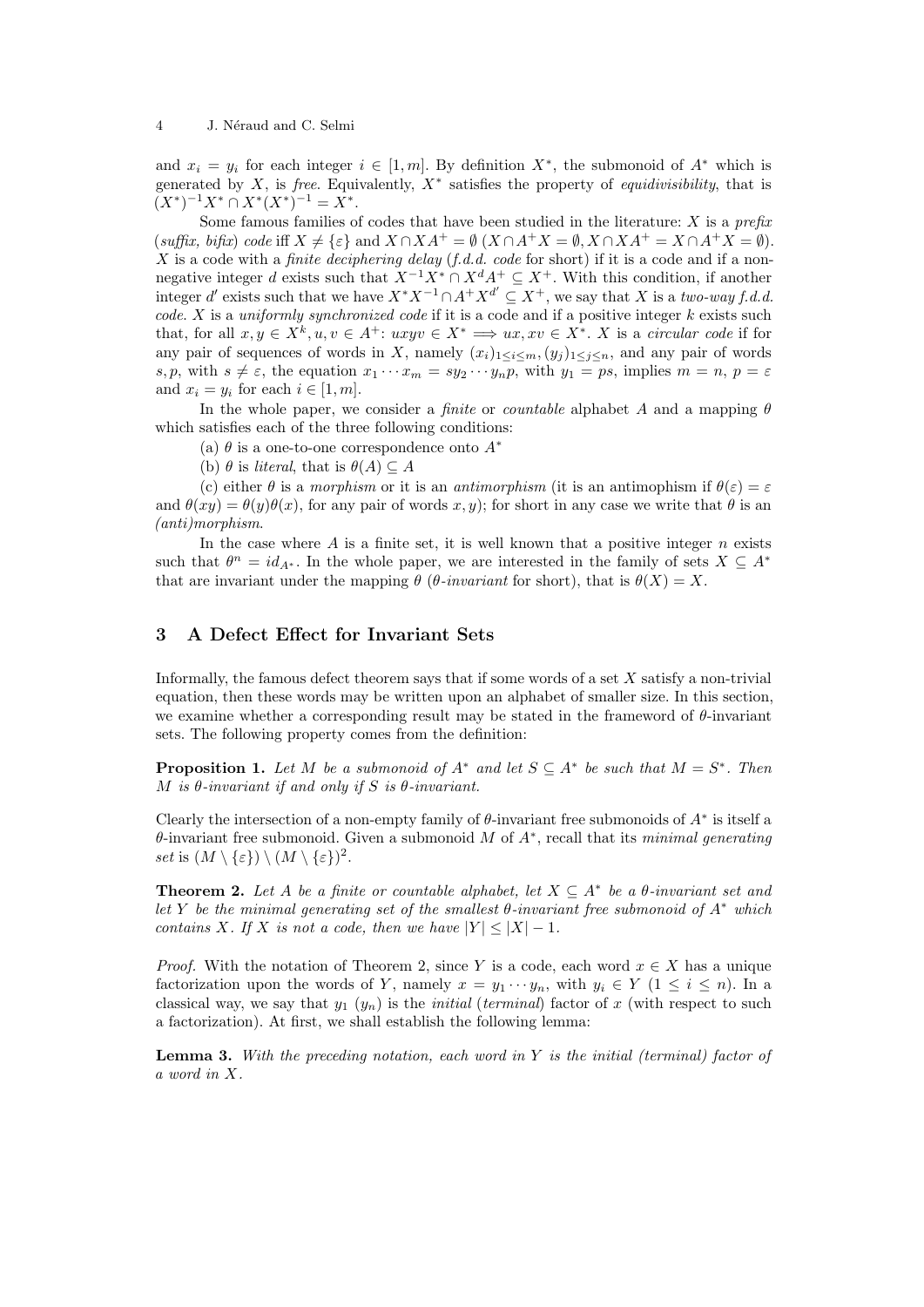and $x_i = y_i$ for each integer $i \in [1, m]$. By definition $X^*$, the submonoid of $A^*$ which is generated by $X$, is *free*. Equivalently, $X^*$ satisfies the property of *equidivisibility*, that is $(X^*)^{-1}X^* \cap X^*(X^*)^{-1} = X^*$.

Some famous families of codes that have been studied in the literature: $X$ is a *prefix* (*suffix, bifix*) *code* iff $X \neq \{\varepsilon\}$ and $X \cap XA^+ = \emptyset$ ($X \cap A^+X = \emptyset, X \cap XA^+ = X \cap A^+X = \emptyset$). $X$ is a code with a *finite deciphering delay* (*f.d.d. code* for short) if it is a code and if a non-negative integer $d$ exists such that $X^{-1}X^* \cap X^dA^+ \subseteq X^+$. With this condition, if another integer $d'$ exists such that we have $X^*X^{-1} \cap A^+X^{d'} \subseteq X^+$, we say that $X$ is a *two-way f.d.d. code*. $X$ is a *uniformly synchronized code* if it is a code and if a positive integer $k$ exists such that, for all $x, y \in X^k, u, v \in A^+$: $uxyv \in X^* \Longrightarrow ux, xv \in X^*$. $X$ is a *circular code* if for any pair of sequences of words in $X$, namely $(x_i)_{1 \le i \le m}, (y_j)_{1 \le j \le n}$, and any pair of words $s, p$, with $s \neq \varepsilon$, the equation $x_1 \cdots x_m = sy_2 \cdots y_np$, with $y_1 = ps$, implies $m = n$, $p = \varepsilon$ and $x_i = y_i$ for each $i \in [1, m]$.

In the whole paper, we consider a *finite* or *countable* alphabet $A$ and a mapping $\theta$ which satisfies each of the three following conditions:

(a) $\theta$ is a one-to-one correspondence onto $A^*$

(b) $\theta$ is *literal*, that is $\theta(A) \subseteq A$

(c) either $\theta$ is a *morphism* or it is an *antimorphism* (it is an antimophism if $\theta(\varepsilon) = \varepsilon$ and $\theta(xy) = \theta(y)\theta(x)$, for any pair of words $x, y$); for short in any case we write that $\theta$ is an *(anti)morphism*.

In the case where $A$ is a finite set, it is well known that a positive integer $n$ exists such that $\theta^n = id_{A^*}$. In the whole paper, we are interested in the family of sets $X \subseteq A^*$ that are invariant under the mapping $\theta$ (*$\theta$-invariant* for short), that is $\theta(X) = X$.

## 3 A Defect Effect for Invariant Sets

Informally, the famous defect theorem says that if some words of a set $X$ satisfy a non-trivial equation, then these words may be written upon an alphabet of smaller size. In this section, we examine whether a corresponding result may be stated in the frameword of $\theta$-invariant sets. The following property comes from the definition:

**Proposition 1.** *Let $M$ be a submonoid of $A^*$ and let $S \subseteq A^*$ be such that $M = S^*$. Then $M$ is $\theta$-invariant if and only if $S$ is $\theta$-invariant.*

Clearly the intersection of a non-empty family of $\theta$-invariant free submonoids of $A^*$ is itself a $\theta$-invariant free submonoid. Given a submonoid $M$ of $A^*$, recall that its *minimal generating set* is $(M \setminus \{\varepsilon\}) \setminus (M \setminus \{\varepsilon\})^2$.

**Theorem 2.** *Let $A$ be a finite or countable alphabet, let $X \subseteq A^*$ be a $\theta$-invariant set and let $Y$ be the minimal generating set of the smallest $\theta$-invariant free submonoid of $A^*$ which contains $X$. If $X$ is not a code, then we have $|Y| \le |X| - 1$.*

*Proof.* With the notation of Theorem 2, since $Y$ is a code, each word $x \in X$ has a unique factorization upon the words of $Y$, namely $x = y_1 \cdots y_n$, with $y_i \in Y$ $(1 \le i \le n)$. In a classical way, we say that $y_1$ ($y_n$) is the *initial* (*terminal*) factor of $x$ (with respect to such a factorization). At first, we shall establish the following lemma:

**Lemma 3.** *With the preceding notation, each word in $Y$ is the initial (terminal) factor of a word in $X$.*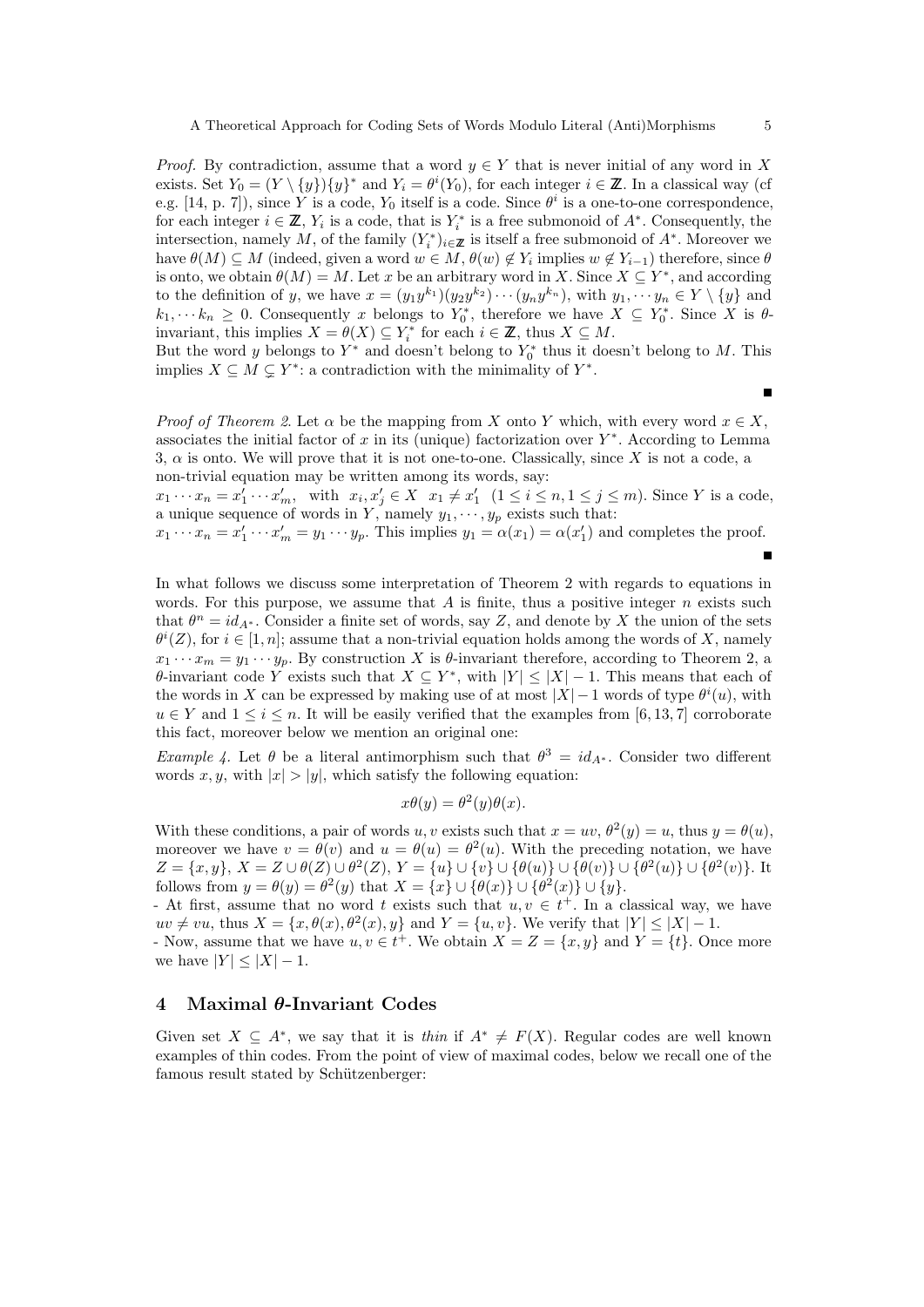*Proof.* By contradiction, assume that a word $y \in Y$ that is never initial of any word in $X$ exists. Set $Y_0 = (Y \setminus \{y\})\{y\}^*$ and $Y_i = \theta^i(Y_0)$, for each integer $i \in \mathbb{Z}$. In a classical way (cf e.g. [14, p. 7]), since $Y$ is a code, $Y_0$ itself is a code. Since $\theta^i$ is a one-to-one correspondence, for each integer $i \in \mathbb{Z}$, $Y_i$ is a code, that is $Y_i^*$ is a free submonoid of $A^*$. Consequently, the intersection, namely $M$, of the family $(Y_i^*)_{i \in \mathbb{Z}}$ is itself a free submonoid of $A^*$. Moreover we have $\theta(M) \subseteq M$ (indeed, given a word $w \in M$, $\theta(w) \notin Y_i$ implies $w \notin Y_{i-1}$) therefore, since $\theta$ is onto, we obtain $\theta(M) = M$. Let $x$ be an arbitrary word in $X$. Since $X \subseteq Y^*$, and according to the definition of $y$, we have $x = (y_1 y^{k_1})(y_2 y^{k_2}) \cdots (y_n y^{k_n})$, with $y_1, \cdots y_n \in Y \setminus \{y\}$ and $k_1, \cdots k_n \geq 0$. Consequently $x$ belongs to $Y_0^*$, therefore we have $X \subseteq Y_0^*$. Since $X$ is $\theta$-invariant, this implies $X = \theta(X) \subseteq Y_i^*$ for each $i \in \mathbb{Z}$, thus $X \subseteq M$.
But the word $y$ belongs to $Y^*$ and doesn't belong to $Y_0^*$ thus it doesn't belong to $M$. This implies $X \subseteq M \subsetneq Y^*$: a contradiction with the minimality of $Y^*$.

∎

*Proof of Theorem 2.* Let $\alpha$ be the mapping from $X$ onto $Y$ which, with every word $x \in X$, associates the initial factor of $x$ in its (unique) factorization over $Y^*$. According to Lemma 3, $\alpha$ is onto. We will prove that it is not one-to-one. Classically, since $X$ is not a code, a non-trivial equation may be written among its words, say:
$x_1 \cdots x_n = x'_1 \cdots x'_m$, with $x_i, x'_j \in X$ $x_1 \neq x'_1$ $(1 \leq i \leq n, 1 \leq j \leq m)$. Since $Y$ is a code, a unique sequence of words in $Y$, namely $y_1, \cdots, y_p$ exists such that:
$x_1 \cdots x_n = x'_1 \cdots x'_m = y_1 \cdots y_p$. This implies $y_1 = \alpha(x_1) = \alpha(x'_1)$ and completes the proof.

∎

In what follows we discuss some interpretation of Theorem 2 with regards to equations in words. For this purpose, we assume that $A$ is finite, thus a positive integer $n$ exists such that $\theta^n = id_{A^*}$. Consider a finite set of words, say $Z$, and denote by $X$ the union of the sets $\theta^i(Z)$, for $i \in [1, n]$; assume that a non-trivial equation holds among the words of $X$, namely $x_1 \cdots x_m = y_1 \cdots y_p$. By construction $X$ is $\theta$-invariant therefore, according to Theorem 2, a $\theta$-invariant code $Y$ exists such that $X \subseteq Y^*$, with $|Y| \leq |X| - 1$. This means that each of the words in $X$ can be expressed by making use of at most $|X| - 1$ words of type $\theta^i(u)$, with $u \in Y$ and $1 \leq i \leq n$. It will be easily verified that the examples from [6, 13, 7] corroborate this fact, moreover below we mention an original one:

*Example 4.* Let $\theta$ be a literal antimorphism such that $\theta^3 = id_{A^*}$. Consider two different words $x, y$, with $|x| > |y|$, which satisfy the following equation:

$$x\theta(y) = \theta^2(y)\theta(x).$$

With these conditions, a pair of words $u, v$ exists such that $x = uv$, $\theta^2(y) = u$, thus $y = \theta(u)$, moreover we have $v = \theta(v)$ and $u = \theta(u) = \theta^2(u)$. With the preceding notation, we have $Z = \{x, y\}$, $X = Z \cup \theta(Z) \cup \theta^2(Z)$, $Y = \{u\} \cup \{v\} \cup \{\theta(u)\} \cup \{\theta(v)\} \cup \{\theta^2(u)\} \cup \{\theta^2(v)\}$. It follows from $y = \theta(y) = \theta^2(y)$ that $X = \{x\} \cup \{\theta(x)\} \cup \{\theta^2(x)\} \cup \{y\}$.
- At first, assume that no word $t$ exists such that $u, v \in t^+$. In a classical way, we have $uv \neq vu$, thus $X = \{x, \theta(x), \theta^2(x), y\}$ and $Y = \{u, v\}$. We verify that $|Y| \leq |X| - 1$.
- Now, assume that we have $u, v \in t^+$. We obtain $X = Z = \{x, y\}$ and $Y = \{t\}$. Once more we have $|Y| \leq |X| - 1$.

## 4 Maximal $\theta$-Invariant Codes

Given set $X \subseteq A^*$, we say that it is *thin* if $A^* \neq F(X)$. Regular codes are well known examples of thin codes. From the point of view of maximal codes, below we recall one of the famous result stated by Schützenberger: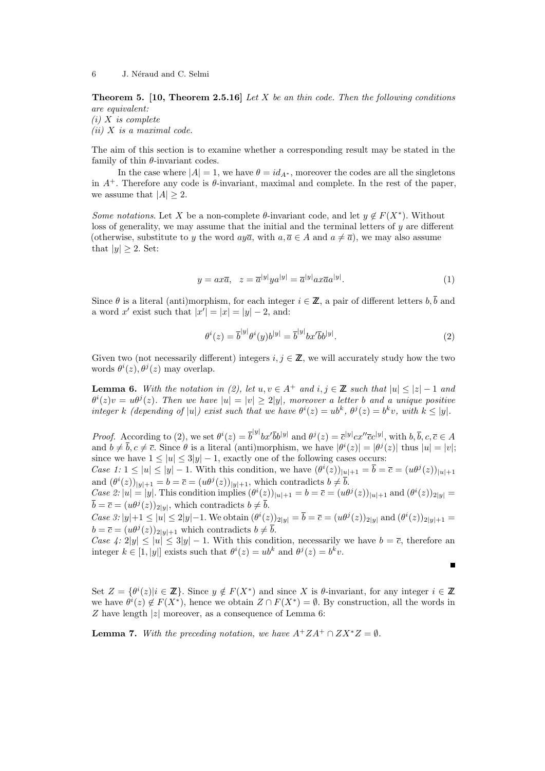**Theorem 5.** **[10, Theorem 2.5.16]** *Let $X$ be an thin code. Then the following conditions are equivalent:*
*(i) $X$ is complete*
*(ii) $X$ is a maximal code.*

The aim of this section is to examine whether a corresponding result may be stated in the family of thin $\theta$-invariant codes.

In the case where $|A| = 1$, we have $\theta = id_{A^*}$, moreover the codes are all the singletons in $A^+$. Therefore any code is $\theta$-invariant, maximal and complete. In the rest of the paper, we assume that $|A| \geq 2$.

*Some notations.* Let $X$ be a non-complete $\theta$-invariant code, and let $y \notin F(X^*)$. Without loss of generality, we may assume that the initial and the terminal letters of $y$ are different (otherwise, substitute to $y$ the word $ay\overline{a}$, with $a, \overline{a} \in A$ and $a \neq \overline{a}$), we may also assume that $|y| \geq 2$. Set:

$$y = ax\overline{a}, \quad z = \overline{a}^{|y|}ya^{|y|} = \overline{a}^{|y|}ax\overline{a}a^{|y|}. \tag{1}$$

Since $\theta$ is a literal (anti)morphism, for each integer $i \in \mathbb{Z}$, a pair of different letters $b, \overline{b}$ and a word $x'$ exist such that $|x'| = |x| = |y| - 2$, and:

$$\theta^i(z) = \overline{b}^{|y|}\theta^i(y)b^{|y|} = \overline{b}^{|y|}bx'\overline{b}b^{|y|}. \tag{2}$$

Given two (not necessarily different) integers $i, j \in \mathbb{Z}$, we will accurately study how the two words $\theta^i(z), \theta^j(z)$ may overlap.

**Lemma 6.** *With the notation in (2), let $u, v \in A^+$ and $i, j \in \mathbb{Z}$ such that $|u| \leq |z| - 1$ and $\theta^i(z)v = u\theta^j(z)$. Then we have $|u| = |v| \geq 2|y|$, moreover a letter $b$ and a unique positive integer $k$ (depending of $|u|$) exist such that we have $\theta^i(z) = ub^k$, $\theta^j(z) = b^kv$, with $k \leq |y|$.*

*Proof.* According to (2), we set $\theta^i(z) = \overline{b}^{|y|}bx'\overline{b}b^{|y|}$ and $\theta^j(z) = \overline{c}^{|y|}cx''\overline{c}c^{|y|}$, with $b, \overline{b}, c, \overline{c} \in A$ and $b \neq \overline{b}, c \neq \overline{c}$. Since $\theta$ is a literal (anti)morphism, we have $|\theta^i(z)| = |\theta^j(z)|$ thus $|u| = |v|$; since we have $1 \leq |u| \leq 3|y| - 1$, exactly one of the following cases occurs:
*Case 1:* $1 \leq |u| \leq |y| - 1$. With this condition, we have $(\theta^i(z))_{|u|+1} = \overline{b} = \overline{c} = (u\theta^j(z))_{|u|+1}$ and $(\theta^i(z))_{|y|+1} = b = \overline{c} = (u\theta^j(z))_{|y|+1}$, which contradicts $b \neq \overline{b}$.
*Case 2:* $|u| = |y|$. This condition implies $(\theta^i(z))_{|u|+1} = b = \overline{c} = (u\theta^j(z))_{|u|+1}$ and $(\theta^i(z))_{2|y|} = \overline{b} = \overline{c} = (u\theta^j(z))_{2|y|}$, which contradicts $b \neq \overline{b}$.
*Case 3:* $|y|+1 \leq |u| \leq 2|y|-1$. We obtain $(\theta^i(z))_{2|y|} = \overline{b} = \overline{c} = (u\theta^j(z))_{2|y|}$ and $(\theta^i(z))_{2|y|+1} = b = \overline{c} = (u\theta^j(z))_{2|y|+1}$ which contradicts $b \neq \overline{b}$.
*Case 4:* $2|y| \leq |u| \leq 3|y| - 1$. With this condition, necessarily we have $b = \overline{c}$, therefore an integer $k \in [1, |y|]$ exists such that $\theta^i(z) = ub^k$ and $\theta^j(z) = b^kv$. ∎

Set $Z = \{\theta^i(z) | i \in \mathbb{Z}\}$. Since $y \notin F(X^*)$ and since $X$ is $\theta$-invariant, for any integer $i \in \mathbb{Z}$ we have $\theta^i(z) \notin F(X^*)$, hence we obtain $Z \cap F(X^*) = \emptyset$. By construction, all the words in $Z$ have length $|z|$ moreover, as a consequence of Lemma 6:

**Lemma 7.** *With the preceding notation, we have $A^+ZA^+ \cap ZX^*Z = \emptyset$.*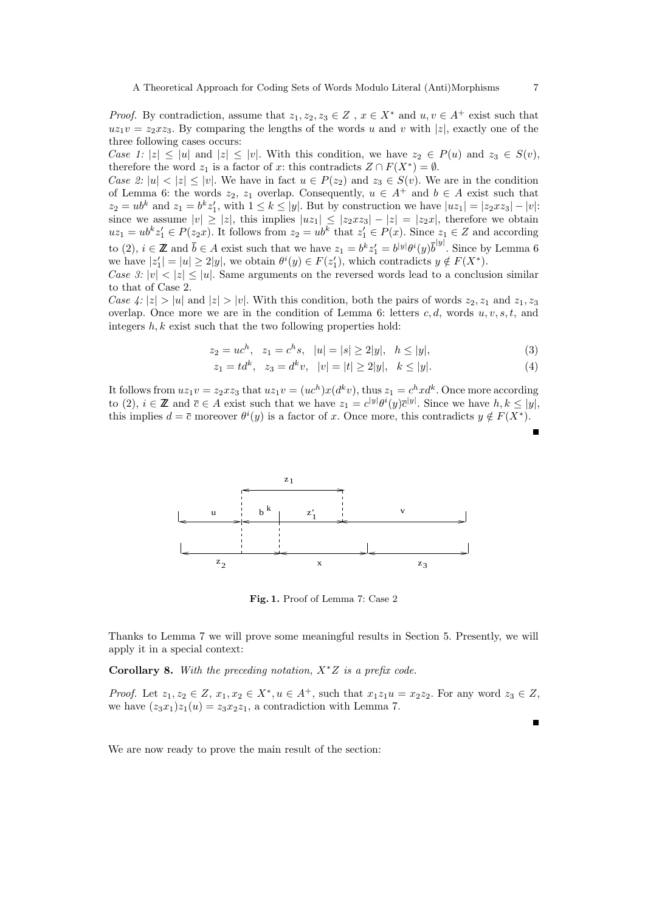*Proof.* By contradiction, assume that $z_1, z_2, z_3 \in Z$ , $x \in X^*$ and $u, v \in A^+$ exist such that $uz_1v = z_2xz_3$. By comparing the lengths of the words $u$ and $v$ with $|z|$, exactly one of the three following cases occurs:

*Case 1:* $|z| \leq |u|$ and $|z| \leq |v|$. With this condition, we have $z_2 \in P(u)$ and $z_3 \in S(v)$, therefore the word $z_1$ is a factor of $x$: this contradicts $Z \cap F(X^*) = \emptyset$.

*Case 2:* $|u| < |z| \leq |v|$. We have in fact $u \in P(z_2)$ and $z_3 \in S(v)$. We are in the condition of Lemma 6: the words $z_2$, $z_1$ overlap. Consequently, $u \in A^+$ and $b \in A$ exist such that $z_2 = ub^k$ and $z_1 = b^k z_1'$, with $1 \leq k \leq |y|$. But by construction we have $|uz_1| = |z_2xz_3| - |v|$: since we assume $|v| \geq |z|$, this implies $|uz_1| \leq |z_2xz_3| - |z| = |z_2x|$, therefore we obtain $uz_1 = ub^kz_1' \in P(z_2x)$. It follows from $z_2 = ub^k$ that $z_1' \in P(x)$. Since $z_1 \in Z$ and according to (2), $i \in \mathbb{Z}$ and $\overline{b} \in A$ exist such that we have $z_1 = b^kz_1' = b^{|y|}\theta^i(y)\overline{b}^{|y|}$. Since by Lemma 6 we have $|z_1'| = |u| \geq 2|y|$, we obtain $\theta^i(y) \in F(z_1')$, which contradicts $y \notin F(X^*)$.

*Case 3:* $|v| < |z| \leq |u|$. Same arguments on the reversed words lead to a conclusion similar to that of Case 2.

*Case 4:* $|z| > |u|$ and $|z| > |v|$. With this condition, both the pairs of words $z_2, z_1$ and $z_1, z_3$ overlap. Once more we are in the condition of Lemma 6: letters $c, d$, words $u, v, s, t$, and integers $h, k$ exist such that the two following properties hold:

$$z_2 = uc^h, \quad z_1 = c^hs, \quad |u| = |s| \geq 2|y|, \quad h \leq |y|, \tag{3}$$

$$z_1 = td^k, \quad z_3 = d^kv, \quad |v| = |t| \geq 2|y|, \quad k \leq |y|. \tag{4}$$

It follows from $uz_1v = z_2xz_3$ that $uz_1v = (uc^h)x(d^kv)$, thus $z_1 = c^hxd^k$. Once more according to (2), $i \in \mathbb{Z}$ and $\overline{c} \in A$ exist such that we have $z_1 = c^{|y|}\theta^i(y)\overline{c}^{|y|}$. Since we have $h, k \leq |y|$, this implies $d = \overline{c}$ moreover $\theta^i(y)$ is a factor of $x$. Once more, this contradicts $y \notin F(X^*)$. ∎

**Fig. 1.** Proof of Lemma 7: Case 2

Thanks to Lemma 7 we will prove some meaningful results in Section 5. Presently, we will apply it in a special context:

**Corollary 8.** *With the preceding notation, $X^*Z$ is a prefix code.*

*Proof.* Let $z_1, z_2 \in Z$, $x_1, x_2 \in X^*, u \in A^+$, such that $x_1z_1u = x_2z_2$. For any word $z_3 \in Z$, we have $(z_3x_1)z_1(u) = z_3x_2z_1$, a contradiction with Lemma 7. ∎

We are now ready to prove the main result of the section: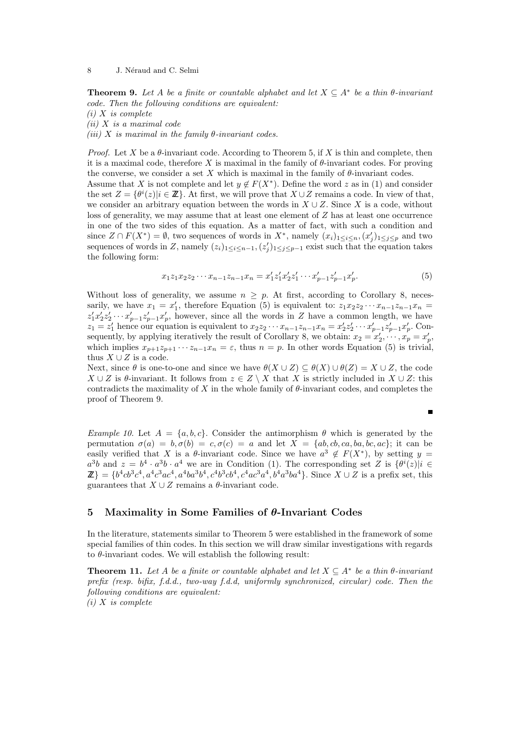**Theorem 9.** *Let $A$ be a finite or countable alphabet and let $X \subseteq A^*$ be a thin $\theta$-invariant code. Then the following conditions are equivalent:*
*(i) $X$ is complete*
*(ii) $X$ is a maximal code*
*(iii) $X$ is maximal in the family $\theta$-invariant codes.*

*Proof.* Let $X$ be a $\theta$-invariant code. According to Theorem 5, if $X$ is thin and complete, then it is a maximal code, therefore $X$ is maximal in the family of $\theta$-invariant codes. For proving the converse, we consider a set $X$ which is maximal in the family of $\theta$-invariant codes.
Assume that $X$ is not complete and let $y \notin F(X^*)$. Define the word $z$ as in (1) and consider the set $Z = \{\theta^i(z) | i \in \mathbb{Z}\}$. At first, we will prove that $X \cup Z$ remains a code. In view of that, we consider an arbitrary equation between the words in $X \cup Z$. Since $X$ is a code, without loss of generality, we may assume that at least one element of $Z$ has at least one occurrence in one of the two sides of this equation. As a matter of fact, with such a condition and since $Z \cap F(X^*) = \emptyset$, two sequences of words in $X^*$, namely $(x_i)_{1 \leq i \leq n}, (x'_j)_{1 \leq j \leq p}$ and two sequences of words in $Z$, namely $(z_i)_{1 \leq i \leq n-1}, (z'_j)_{1 \leq j \leq p-1}$ exist such that the equation takes the following form:

$$x_1 z_1 x_2 z_2 \cdots x_{n-1} z_{n-1} x_n = x'_1 z'_1 x'_2 z'_1 \cdots x'_{p-1} z'_{p-1} x'_p. \tag{5}$$

Without loss of generality, we assume $n \geq p$. At first, according to Corollary 8, necessarily, we have $x_1 = x'_1$, therefore Equation (5) is equivalent to: $z_1 x_2 z_2 \cdots x_{n-1} z_{n-1} x_n = z'_1 x'_2 z'_2 \cdots x'_{p-1} z'_{p-1} x'_p$, however, since all the words in $Z$ have a common length, we have $z_1 = z'_1$ hence our equation is equivalent to $x_2 z_2 \cdots x_{n-1} z_{n-1} x_n = x'_2 z'_2 \cdots x'_{p-1} z'_{p-1} x'_p$. Consequently, by applying iteratively the result of Corollary 8, we obtain: $x_2 = x'_2, \cdots, x_p = x'_p$, which implies $x_{p+1} z_{p+1} \cdots z_{n-1} x_n = \varepsilon$, thus $n = p$. In other words Equation (5) is trivial, thus $X \cup Z$ is a code.
Next, since $\theta$ is one-to-one and since we have $\theta(X \cup Z) \subseteq \theta(X) \cup \theta(Z) = X \cup Z$, the code $X \cup Z$ is $\theta$-invariant. It follows from $z \in Z \setminus X$ that $X$ is strictly included in $X \cup Z$: this contradicts the maximality of $X$ in the whole family of $\theta$-invariant codes, and completes the proof of Theorem 9.

∎

*Example 10.* Let $A = \{a, b, c\}$. Consider the antimorphism $\theta$ which is generated by the permutation $\sigma(a) = b, \sigma(b) = c, \sigma(c) = a$ and let $X = \{ab, cb, ca, ba, bc, ac\}$; it can be easily verified that $X$ is a $\theta$-invariant code. Since we have $a^3 \notin F(X^*)$, by setting $y = a^3 b$ and $z = b^4 \cdot a^3 b \cdot a^4$ we are in Condition (1). The corresponding set $Z$ is $\{\theta^i(z) | i \in \mathbb{Z}\} = \{b^4 c b^3 c^4, a^4 c^3 a c^4, a^4 b a^3 b^4, c^4 b^3 c b^4, c^4 a c^3 a^4, b^4 a^3 b a^4\}$. Since $X \cup Z$ is a prefix set, this guarantees that $X \cup Z$ remains a $\theta$-invariant code.

## 5 Maximality in Some Families of $\theta$-Invariant Codes

In the literature, statements similar to Theorem 5 were established in the framework of some special families of thin codes. In this section we will draw similar investigations with regards to $\theta$-invariant codes. We will establish the following result:

**Theorem 11.** *Let $A$ be a finite or countable alphabet and let $X \subseteq A^*$ be a thin $\theta$-invariant prefix (resp. bifix, f.d.d., two-way f.d.d, uniformly synchronized, circular) code. Then the following conditions are equivalent:*
*(i) $X$ is complete*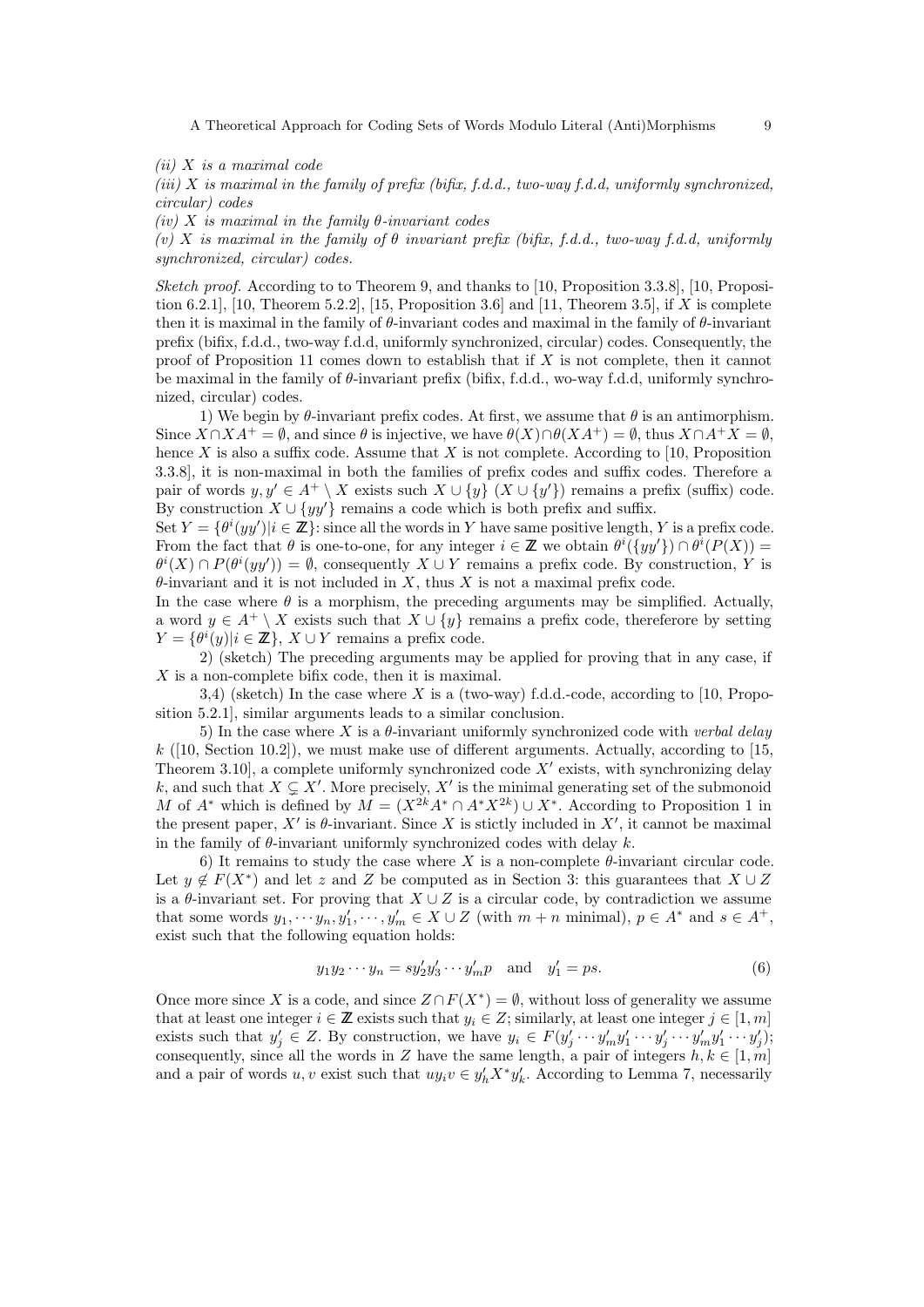*(ii) $X$ is a maximal code*

*(iii) $X$ is maximal in the family of prefix (bifix, f.d.d., two-way f.d.d, uniformly synchronized, circular) codes*

*(iv) $X$ is maximal in the family $\theta$-invariant codes*

*(v) $X$ is maximal in the family of $\theta$ invariant prefix (bifix, f.d.d., two-way f.d.d, uniformly synchronized, circular) codes.*

*Sketch proof.* According to to Theorem 9, and thanks to [10, Proposition 3.3.8], [10, Proposition 6.2.1], [10, Theorem 5.2.2], [15, Proposition 3.6] and [11, Theorem 3.5], if $X$ is complete then it is maximal in the family of $\theta$-invariant codes and maximal in the family of $\theta$-invariant prefix (bifix, f.d.d., two-way f.d.d, uniformly synchronized, circular) codes. Consequently, the proof of Proposition 11 comes down to establish that if $X$ is not complete, then it cannot be maximal in the family of $\theta$-invariant prefix (bifix, f.d.d., wo-way f.d.d, uniformly synchronized, circular) codes.

1) We begin by $\theta$-invariant prefix codes. At first, we assume that $\theta$ is an antimorphism. Since $X \cap XA^+ = \emptyset$, and since $\theta$ is injective, we have $\theta(X) \cap \theta(XA^+) = \emptyset$, thus $X \cap A^+X = \emptyset$, hence $X$ is also a suffix code. Assume that $X$ is not complete. According to [10, Proposition 3.3.8], it is non-maximal in the families of prefix codes and suffix codes. Therefore a pair of words $y, y' \in A^+ \setminus X$ exists such $X \cup \{y\}$ $(X \cup \{y'\})$ remains a prefix (suffix) code. By construction $X \cup \{yy'\}$ remains a code which is both prefix and suffix.

Set $Y = \{\theta^i(yy') | i \in \mathbb{Z}\}$: since all the words in $Y$ have same positive length, $Y$ is a prefix code. From the fact that $\theta$ is one-to-one, for any integer $i \in \mathbb{Z}$ we obtain $\theta^i(\{yy'\}) \cap \theta^i(P(X)) = \theta^i(X) \cap P(\theta^i(yy')) = \emptyset$, consequently $X \cup Y$ remains a prefix code. By construction, $Y$ is $\theta$-invariant and it is not included in $X$, thus $X$ is not a maximal prefix code.

In the case where $\theta$ is a morphism, the preceding arguments may be simplified. Actually, a word $y \in A^+ \setminus X$ exists such that $X \cup \{y\}$ remains a prefix code, thereforere by setting $Y = \{\theta^i(y) | i \in \mathbb{Z}\}$, $X \cup Y$ remains a prefix code.

2) (sketch) The preceding arguments may be applied for proving that in any case, if $X$ is a non-complete bifix code, then it is maximal.

3,4) (sketch) In the case where $X$ is a (two-way) f.d.d.-code, according to [10, Proposition 5.2.1], similar arguments leads to a similar conclusion.

5) In the case where $X$ is a $\theta$-invariant uniformly synchronized code with *verbal delay* $k$ ([10, Section 10.2]), we must make use of different arguments. Actually, according to [15, Theorem 3.10], a complete uniformly synchronized code $X'$ exists, with synchronizing delay $k$, and such that $X \subsetneq X'$. More precisely, $X'$ is the minimal generating set of the submonoid $M$ of $A^*$ which is defined by $M = (X^{2k}A^* \cap A^*X^{2k}) \cup X^*$. According to Proposition 1 in the present paper, $X'$ is $\theta$-invariant. Since $X$ is stictly included in $X'$, it cannot be maximal in the family of $\theta$-invariant uniformly synchronized codes with delay $k$.

6) It remains to study the case where $X$ is a non-complete $\theta$-invariant circular code. Let $y \notin F(X^*)$ and let $z$ and $Z$ be computed as in Section 3: this guarantees that $X \cup Z$ is a $\theta$-invariant set. For proving that $X \cup Z$ is a circular code, by contradiction we assume that some words $y_1, \cdots y_n, y'_1, \cdots, y'_m \in X \cup Z$ (with $m + n$ minimal), $p \in A^*$ and $s \in A^+$, exist such that the following equation holds:

$$y_1 y_2 \cdots y_n = s y'_2 y'_3 \cdots y'_m p \quad \text{and} \quad y'_1 = ps. \tag{6}$$

Once more since $X$ is a code, and since $Z \cap F(X^*) = \emptyset$, without loss of generality we assume that at least one integer $i \in \mathbb{Z}$ exists such that $y_i \in Z$; similarly, at least one integer $j \in [1, m]$ exists such that $y'_j \in Z$. By construction, we have $y_i \in F(y'_j \cdots y'_m y'_1 \cdots y'_j \cdots y'_m y'_1 \cdots y'_j)$; consequently, since all the words in $Z$ have the same length, a pair of integers $h, k \in [1, m]$ and a pair of words $u, v$ exist such that $u y_i v \in y'_h X^* y'_k$. According to Lemma 7, necessarily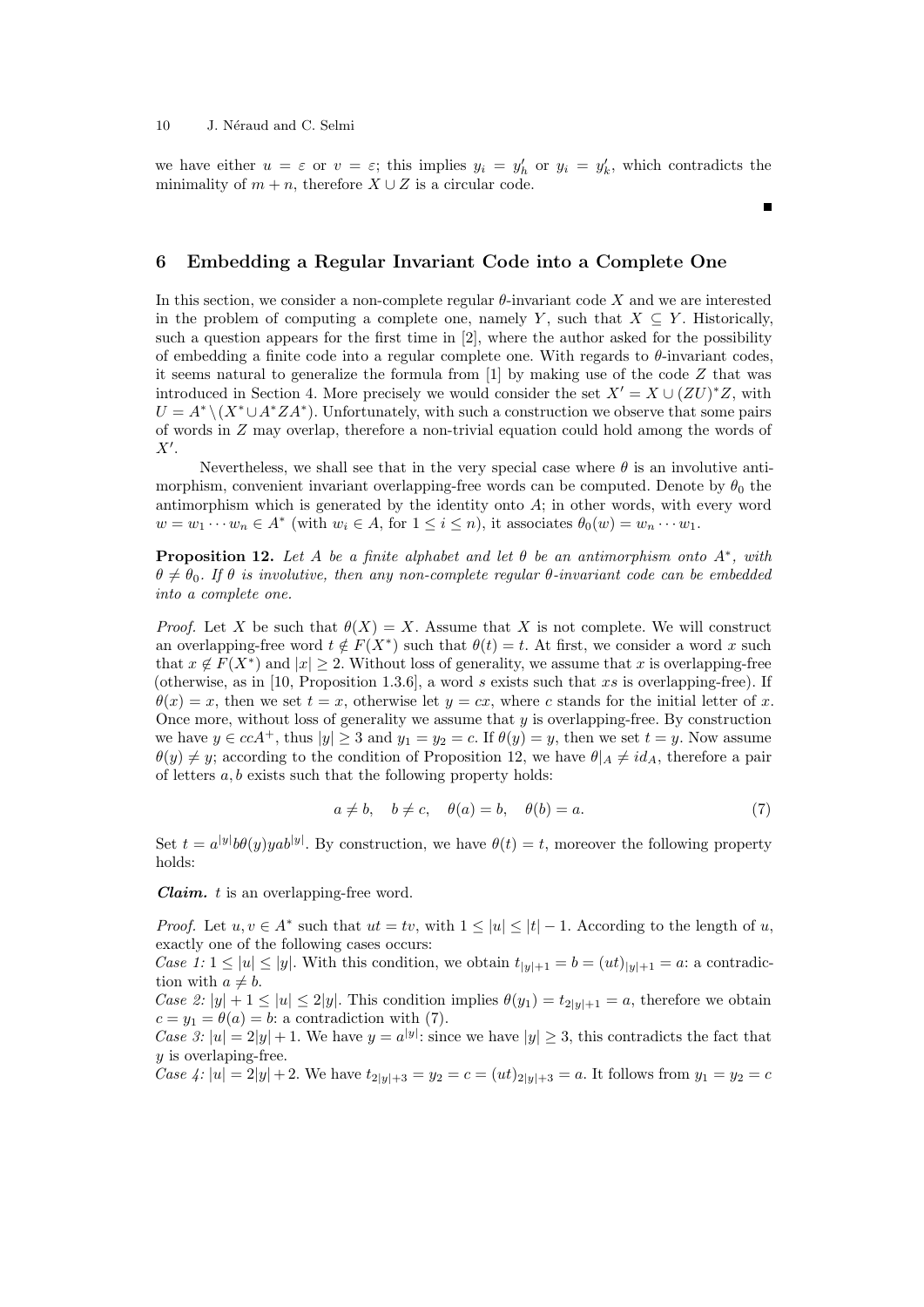we have either $u = \varepsilon$ or $v = \varepsilon$; this implies $y_i = y'_h$ or $y_i = y'_k$, which contradicts the minimality of $m + n$, therefore $X \cup Z$ is a circular code.

∎

## 6 Embedding a Regular Invariant Code into a Complete One

In this section, we consider a non-complete regular $\theta$-invariant code $X$ and we are interested in the problem of computing a complete one, namely $Y$, such that $X \subseteq Y$. Historically, such a question appears for the first time in [2], where the author asked for the possibility of embedding a finite code into a regular complete one. With regards to $\theta$-invariant codes, it seems natural to generalize the formula from [1] by making use of the code $Z$ that was introduced in Section 4. More precisely we would consider the set $X' = X \cup (ZU)^*Z$, with $U = A^* \setminus (X^* \cup A^*ZA^*)$. Unfortunately, with such a construction we observe that some pairs of words in $Z$ may overlap, therefore a non-trivial equation could hold among the words of $X'$.

Nevertheless, we shall see that in the very special case where $\theta$ is an involutive antimorphism, convenient invariant overlapping-free words can be computed. Denote by $\theta_0$ the antimorphism which is generated by the identity onto $A$; in other words, with every word $w = w_1 \cdots w_n \in A^*$ (with $w_i \in A$, for $1 \leq i \leq n$), it associates $\theta_0(w) = w_n \cdots w_1$.

**Proposition 12.** *Let $A$ be a finite alphabet and let $\theta$ be an antimorphism onto $A^*$, with $\theta \neq \theta_0$. If $\theta$ is involutive, then any non-complete regular $\theta$-invariant code can be embedded into a complete one.*

*Proof.* Let $X$ be such that $\theta(X) = X$. Assume that $X$ is not complete. We will construct an overlapping-free word $t \notin F(X^*)$ such that $\theta(t) = t$. At first, we consider a word $x$ such that $x \notin F(X^*)$ and $|x| \geq 2$. Without loss of generality, we assume that $x$ is overlapping-free (otherwise, as in [10, Proposition 1.3.6], a word $s$ exists such that $xs$ is overlapping-free). If $\theta(x) = x$, then we set $t = x$, otherwise let $y = cx$, where $c$ stands for the initial letter of $x$. Once more, without loss of generality we assume that $y$ is overlapping-free. By construction we have $y \in ccA^+$, thus $|y| \geq 3$ and $y_1 = y_2 = c$. If $\theta(y) = y$, then we set $t = y$. Now assume $\theta(y) \neq y$; according to the condition of Proposition 12, we have $\theta|_A \neq id_A$, therefore a pair of letters $a, b$ exists such that the following property holds:

$$a \neq b, \quad b \neq c, \quad \theta(a) = b, \quad \theta(b) = a. \tag{7}$$

Set $t = a^{|y|}b\theta(y)yab^{|y|}$. By construction, we have $\theta(t) = t$, moreover the following property holds:

***Claim.*** $t$ is an overlapping-free word.

*Proof.* Let $u, v \in A^*$ such that $ut = tv$, with $1 \leq |u| \leq |t| - 1$. According to the length of $u$, exactly one of the following cases occurs:

*Case 1:* $1 \leq |u| \leq |y|$. With this condition, we obtain $t_{|y|+1} = b = (ut)_{|y|+1} = a$: a contradiction with $a \neq b$.

*Case 2:* $|y| + 1 \leq |u| \leq 2|y|$. This condition implies $\theta(y_1) = t_{2|y|+1} = a$, therefore we obtain $c = y_1 = \theta(a) = b$: a contradiction with (7).

*Case 3:* $|u| = 2|y| + 1$. We have $y = a^{|y|}$: since we have $|y| \geq 3$, this contradicts the fact that $y$ is overlaping-free.

*Case 4:* $|u| = 2|y| + 2$. We have $t_{2|y|+3} = y_2 = c = (ut)_{2|y|+3} = a$. It follows from $y_1 = y_2 = c$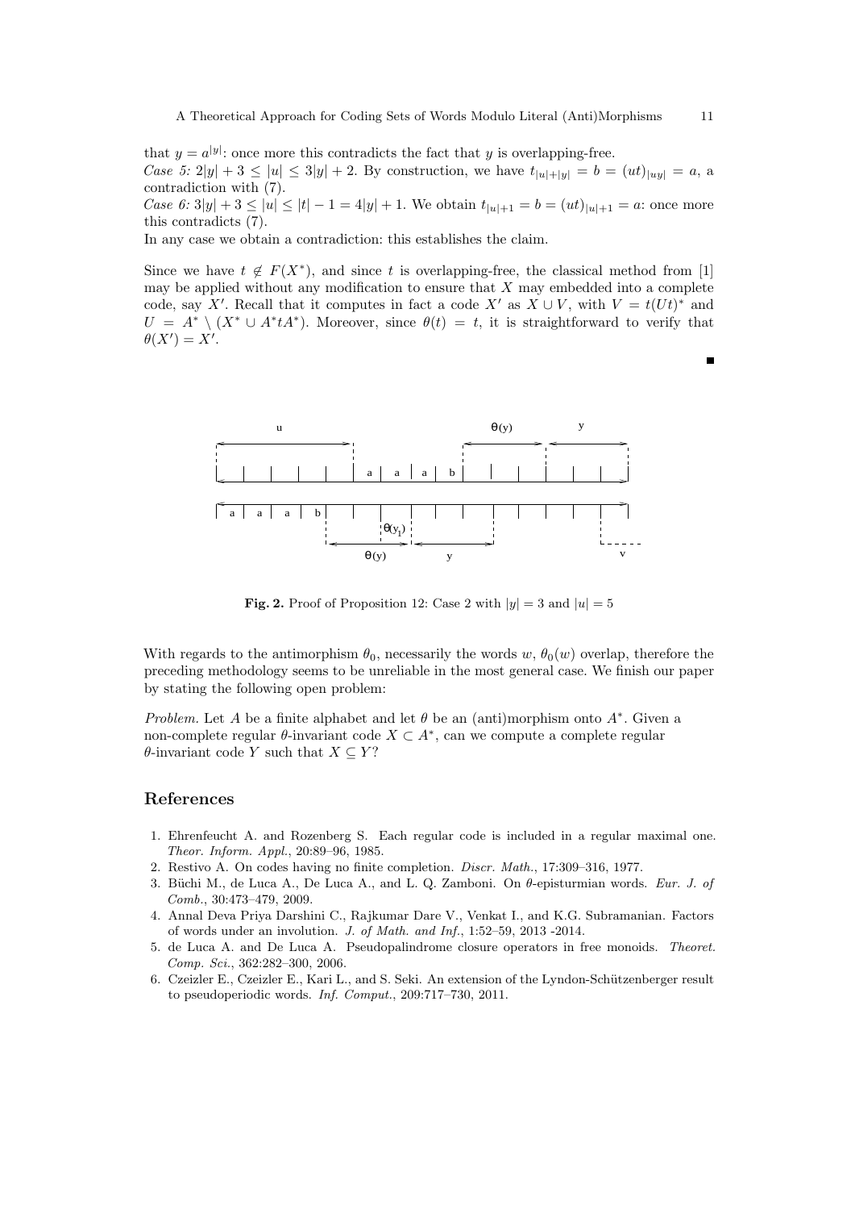that $y = a^{|y|}$: once more this contradicts the fact that $y$ is overlapping-free.

*Case 5:* $2|y| + 3 \leq |u| \leq 3|y| + 2$. By construction, we have $t_{|u|+|y|} = b = (ut)_{|uy|} = a$, a contradiction with (7).

*Case 6:* $3|y| + 3 \leq |u| \leq |t| - 1 = 4|y| + 1$. We obtain $t_{|u|+1} = b = (ut)_{|u|+1} = a$: once more this contradicts (7).

In any case we obtain a contradiction: this establishes the claim.

Since we have $t \notin F(X^*)$, and since $t$ is overlapping-free, the classical method from [1] may be applied without any modification to ensure that $X$ may embedded into a complete code, say $X'$. Recall that it computes in fact a code $X'$ as $X \cup V$, with $V = t(Ut)^*$ and $U = A^* \setminus (X^* \cup A^*tA^*)$. Moreover, since $\theta(t) = t$, it is straightforward to verify that $\theta(X') = X'$.

■

**Fig. 2.** Proof of Proposition 12: Case 2 with $|y| = 3$ and $|u| = 5$

With regards to the antimorphism $\theta_0$, necessarily the words $w$, $\theta_0(w)$ overlap, therefore the preceding methodology seems to be unreliable in the most general case. We finish our paper by stating the following open problem:

*Problem.* Let $A$ be a finite alphabet and let $\theta$ be an (anti)morphism onto $A^*$. Given a non-complete regular $\theta$-invariant code $X \subset A^*$, can we compute a complete regular $\theta$-invariant code $Y$ such that $X \subseteq Y$?

## References

1. Ehrenfeucht A. and Rozenberg S. Each regular code is included in a regular maximal one. *Theor. Inform. Appl.*, 20:89–96, 1985.
2. Restivo A. On codes having no finite completion. *Discr. Math.*, 17:309–316, 1977.
3. Büchi M., de Luca A., De Luca A., and L. Q. Zamboni. On $\theta$-episturmian words. *Eur. J. of Comb.*, 30:473–479, 2009.
4. Annal Deva Priya Darshini C., Rajkumar Dare V., Venkat I., and K.G. Subramanian. Factors of words under an involution. *J. of Math. and Inf.*, 1:52–59, 2013 -2014.
5. de Luca A. and De Luca A. Pseudopalindrome closure operators in free monoids. *Theoret. Comp. Sci.*, 362:282–300, 2006.
6. Czeizler E., Czeizler E., Kari L., and S. Seki. An extension of the Lyndon-Schützenberger result to pseudoperiodic words. *Inf. Comput.*, 209:717–730, 2011.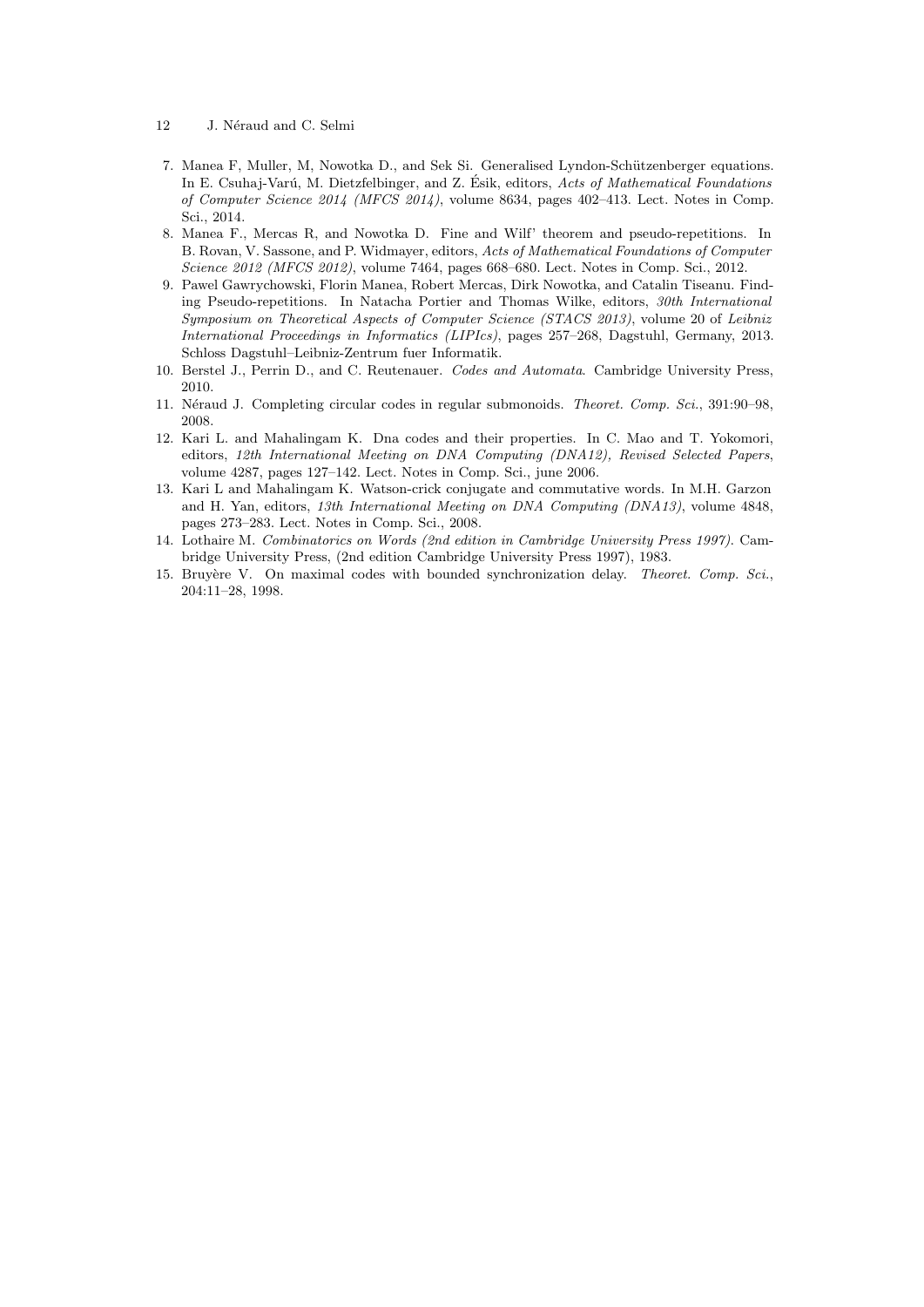7. Manea F, Muller, M, Nowotka D., and Sek Si. Generalised Lyndon-Schützenberger equations. In E. Csuhaj-Varú, M. Dietzfelbinger, and Z. Ésik, editors, *Acts of Mathematical Foundations of Computer Science 2014 (MFCS 2014)*, volume 8634, pages 402–413. Lect. Notes in Comp. Sci., 2014.
8. Manea F., Mercas R, and Nowotka D. Fine and Wilf' theorem and pseudo-repetitions. In B. Rovan, V. Sassone, and P. Widmayer, editors, *Acts of Mathematical Foundations of Computer Science 2012 (MFCS 2012)*, volume 7464, pages 668–680. Lect. Notes in Comp. Sci., 2012.
9. Pawel Gawrychowski, Florin Manea, Robert Mercas, Dirk Nowotka, and Catalin Tiseanu. Finding Pseudo-repetitions. In Natacha Portier and Thomas Wilke, editors, *30th International Symposium on Theoretical Aspects of Computer Science (STACS 2013)*, volume 20 of *Leibniz International Proceedings in Informatics (LIPIcs)*, pages 257–268, Dagstuhl, Germany, 2013. Schloss Dagstuhl–Leibniz-Zentrum fuer Informatik.
10. Berstel J., Perrin D., and C. Reutenauer. *Codes and Automata*. Cambridge University Press, 2010.
11. Néraud J. Completing circular codes in regular submonoids. *Theoret. Comp. Sci.*, 391:90–98, 2008.
12. Kari L. and Mahalingam K. Dna codes and their properties. In C. Mao and T. Yokomori, editors, *12th International Meeting on DNA Computing (DNA12), Revised Selected Papers*, volume 4287, pages 127–142. Lect. Notes in Comp. Sci., june 2006.
13. Kari L and Mahalingam K. Watson-crick conjugate and commutative words. In M.H. Garzon and H. Yan, editors, *13th International Meeting on DNA Computing (DNA13)*, volume 4848, pages 273–283. Lect. Notes in Comp. Sci., 2008.
14. Lothaire M. *Combinatorics on Words (2nd edition in Cambridge University Press 1997)*. Cambridge University Press, (2nd edition Cambridge University Press 1997), 1983.
15. Bruyère V. On maximal codes with bounded synchronization delay. *Theoret. Comp. Sci.*, 204:11–28, 1998.